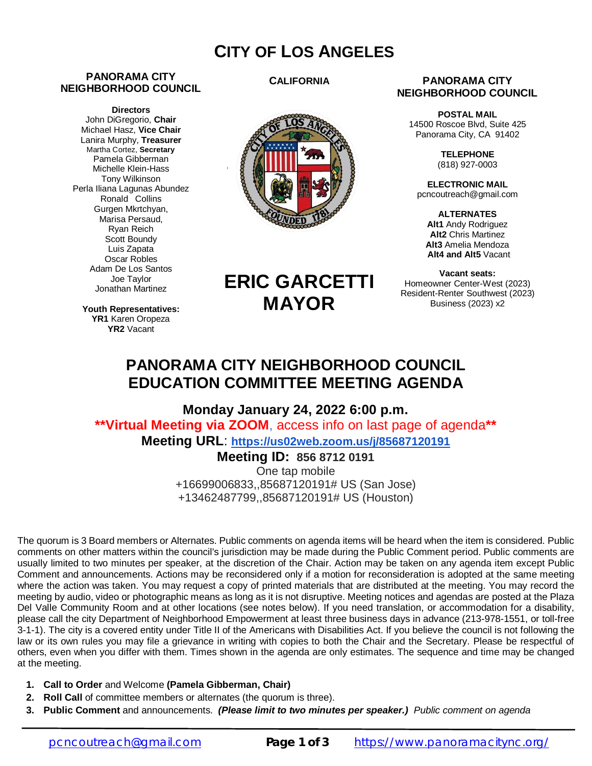# CITY OF LOS ANGELES

**PANORAMA CITY NEIGHBORHOOD COUNCIL**

**Directors**
John DiGregorio, **Chair**
Michael Hasz, **Vice Chair**
Lanira Murphy, **Treasurer**
Martha Cortez, **Secretary**
Pamela Gibberman
Michelle Klein-Hass
Tony Wilkinson
Perla Iliana Lagunas Abundez
Ronald Collins
Gurgen Mkrtchyan,
Marisa Persaud,
Ryan Reich
Scott Boundy
Luis Zapata
Oscar Robles
Adam De Los Santos
Joe Taylor
Jonathan Martinez

**Youth Representatives:**
**YR1** Karen Oropeza
**YR2** Vacant

**CALIFORNIA**

**ERIC GARCETTI**
**MAYOR**

**PANORAMA CITY NEIGHBORHOOD COUNCIL**

**POSTAL MAIL**
14500 Roscoe Blvd, Suite 425
Panorama City, CA 91402

**TELEPHONE**
(818) 927-0003

**ELECTRONIC MAIL**
pcncoutreach@gmail.com

**ALTERNATES**
**Alt1** Andy Rodriguez
**Alt2** Chris Martinez
**Alt3** Amelia Mendoza
**Alt4 and Alt5** Vacant

**Vacant seats:**
Homeowner Center-West (2023)
Resident-Renter Southwest (2023)
Business (2023) x2

## PANORAMA CITY NEIGHBORHOOD COUNCIL EDUCATION COMMITTEE MEETING AGENDA

**Monday January 24, 2022 6:00 p.m.**

****Virtual Meeting via ZOOM**, access info on last page of agenda****

**Meeting URL**: **https://us02web.zoom.us/j/85687120191**

**Meeting ID: 856 8712 0191**

One tap mobile
+16699006833,,85687120191# US (San Jose)
+13462487799,,85687120191# US (Houston)

The quorum is 3 Board members or Alternates. Public comments on agenda items will be heard when the item is considered. Public comments on other matters within the council's jurisdiction may be made during the Public Comment period. Public comments are usually limited to two minutes per speaker, at the discretion of the Chair. Action may be taken on any agenda item except Public Comment and announcements. Actions may be reconsidered only if a motion for reconsideration is adopted at the same meeting where the action was taken. You may request a copy of printed materials that are distributed at the meeting. You may record the meeting by audio, video or photographic means as long as it is not disruptive. Meeting notices and agendas are posted at the Plaza Del Valle Community Room and at other locations (see notes below). If you need translation, or accommodation for a disability, please call the city Department of Neighborhood Empowerment at least three business days in advance (213-978-1551, or toll-free 3-1-1). The city is a covered entity under Title II of the Americans with Disabilities Act. If you believe the council is not following the law or its own rules you may file a grievance in writing with copies to both the Chair and the Secretary. Please be respectful of others, even when you differ with them. Times shown in the agenda are only estimates. The sequence and time may be changed at the meeting.

1. **Call to Order** and Welcome **(Pamela Gibberman, Chair)**
2. **Roll Call** of committee members or alternates (the quorum is three).
3. **Public Comment** and announcements. ***(Please limit to two minutes per speaker.)*** *Public comment on agenda*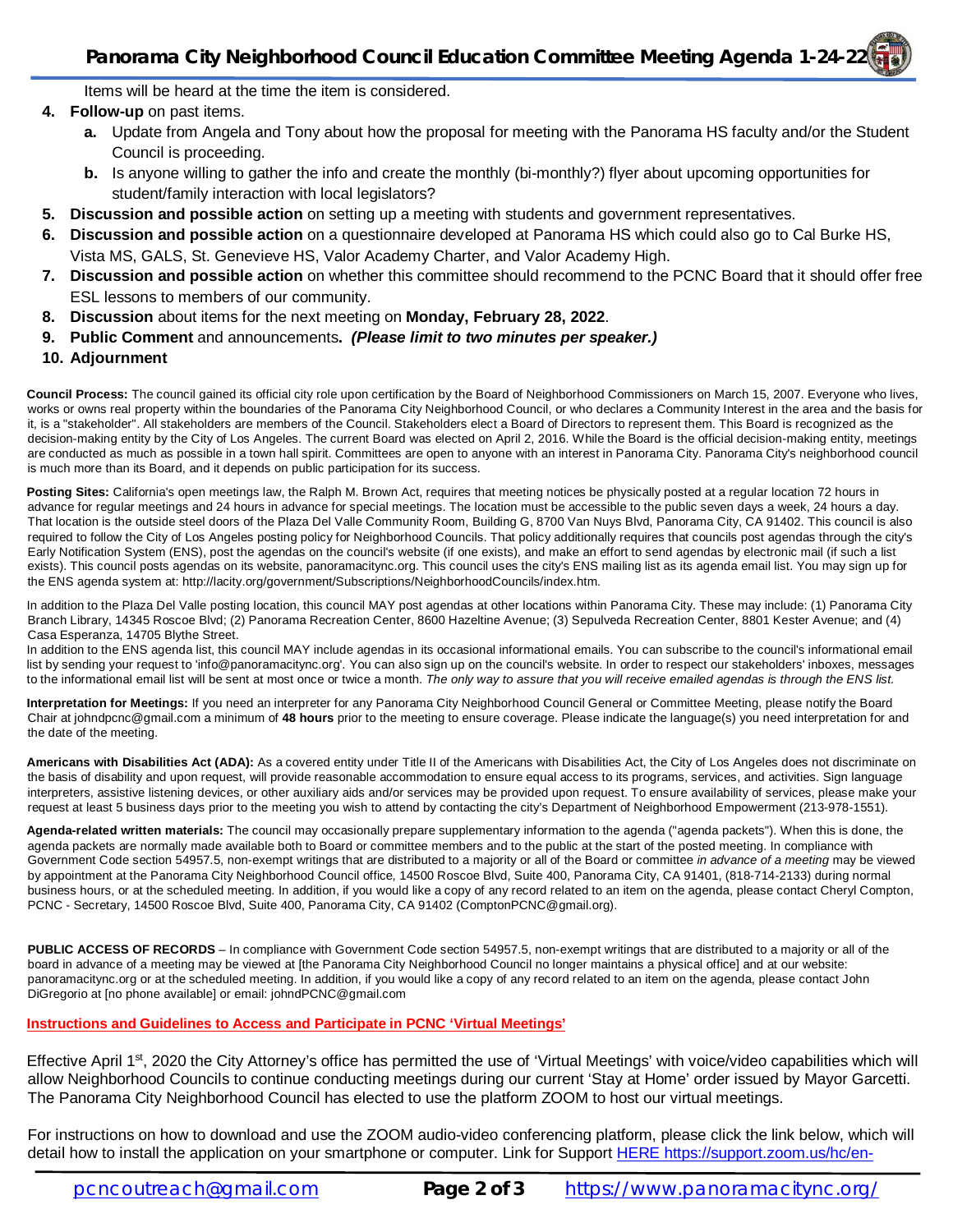Items will be heard at the time the item is considered.

4. **Follow-up** on past items.
    a. Update from Angela and Tony about how the proposal for meeting with the Panorama HS faculty and/or the Student Council is proceeding.
    b. Is anyone willing to gather the info and create the monthly (bi-monthly?) flyer about upcoming opportunities for student/family interaction with local legislators?
5. **Discussion and possible action** on setting up a meeting with students and government representatives.
6. **Discussion and possible action** on a questionnaire developed at Panorama HS which could also go to Cal Burke HS, Vista MS, GALS, St. Genevieve HS, Valor Academy Charter, and Valor Academy High.
7. **Discussion and possible action** on whether this committee should recommend to the PCNC Board that it should offer free ESL lessons to members of our community.
8. **Discussion** about items for the next meeting on **Monday, February 28, 2022**.
9. **Public Comment** and announcements**.** ***(Please limit to two minutes per speaker.)***
10. **Adjournment**

**Council Process:** The council gained its official city role upon certification by the Board of Neighborhood Commissioners on March 15, 2007. Everyone who lives, works or owns real property within the boundaries of the Panorama City Neighborhood Council, or who declares a Community Interest in the area and the basis for it, is a "stakeholder". All stakeholders are members of the Council. Stakeholders elect a Board of Directors to represent them. This Board is recognized as the decision-making entity by the City of Los Angeles. The current Board was elected on April 2, 2016. While the Board is the official decision-making entity, meetings are conducted as much as possible in a town hall spirit. Committees are open to anyone with an interest in Panorama City. Panorama City's neighborhood council is much more than its Board, and it depends on public participation for its success.

**Posting Sites:** California's open meetings law, the Ralph M. Brown Act, requires that meeting notices be physically posted at a regular location 72 hours in advance for regular meetings and 24 hours in advance for special meetings. The location must be accessible to the public seven days a week, 24 hours a day. That location is the outside steel doors of the Plaza Del Valle Community Room, Building G, 8700 Van Nuys Blvd, Panorama City, CA 91402. This council is also required to follow the City of Los Angeles posting policy for Neighborhood Councils. That policy additionally requires that councils post agendas through the city's Early Notification System (ENS), post the agendas on the council's website (if one exists), and make an effort to send agendas by electronic mail (if such a list exists). This council posts agendas on its website, panoramacitync.org. This council uses the city's ENS mailing list as its agenda email list. You may sign up for the ENS agenda system at: http://lacity.org/government/Subscriptions/NeighborhoodCouncils/index.htm.

In addition to the Plaza Del Valle posting location, this council MAY post agendas at other locations within Panorama City. These may include: (1) Panorama City Branch Library, 14345 Roscoe Blvd; (2) Panorama Recreation Center, 8600 Hazeltine Avenue; (3) Sepulveda Recreation Center, 8801 Kester Avenue; and (4) Casa Esperanza, 14705 Blythe Street.
In addition to the ENS agenda list, this council MAY include agendas in its occasional informational emails. You can subscribe to the council's informational email list by sending your request to 'info@panoramacitync.org'. You can also sign up on the council's website. In order to respect our stakeholders' inboxes, messages to the informational email list will be sent at most once or twice a month. *The only way to assure that you will receive emailed agendas is through the ENS list.*

**Interpretation for Meetings:** If you need an interpreter for any Panorama City Neighborhood Council General or Committee Meeting, please notify the Board Chair at johndpcnc@gmail.com a minimum of **48 hours** prior to the meeting to ensure coverage. Please indicate the language(s) you need interpretation for and the date of the meeting.

**Americans with Disabilities Act (ADA):** As a covered entity under Title II of the Americans with Disabilities Act, the City of Los Angeles does not discriminate on the basis of disability and upon request, will provide reasonable accommodation to ensure equal access to its programs, services, and activities. Sign language interpreters, assistive listening devices, or other auxiliary aids and/or services may be provided upon request. To ensure availability of services, please make your request at least 5 business days prior to the meeting you wish to attend by contacting the city's Department of Neighborhood Empowerment (213-978-1551).

**Agenda-related written materials:** The council may occasionally prepare supplementary information to the agenda ("agenda packets"). When this is done, the agenda packets are normally made available both to Board or committee members and to the public at the start of the posted meeting. In compliance with Government Code section 54957.5, non-exempt writings that are distributed to a majority or all of the Board or committee *in advance of a meeting* may be viewed by appointment at the Panorama City Neighborhood Council office, 14500 Roscoe Blvd, Suite 400, Panorama City, CA 91401, (818-714-2133) during normal business hours, or at the scheduled meeting. In addition, if you would like a copy of any record related to an item on the agenda, please contact Cheryl Compton, PCNC - Secretary, 14500 Roscoe Blvd, Suite 400, Panorama City, CA 91402 (ComptonPCNC@gmail.org).

**PUBLIC ACCESS OF RECORDS** – In compliance with Government Code section 54957.5, non-exempt writings that are distributed to a majority or all of the board in advance of a meeting may be viewed at [the Panorama City Neighborhood Council no longer maintains a physical office] and at our website: panoramacitync.org or at the scheduled meeting. In addition, if you would like a copy of any record related to an item on the agenda, please contact John DiGregorio at [no phone available] or email: johndPCNC@gmail.com

**Instructions and Guidelines to Access and Participate in PCNC 'Virtual Meetings'**

Effective April 1st, 2020 the City Attorney's office has permitted the use of 'Virtual Meetings' with voice/video capabilities which will allow Neighborhood Councils to continue conducting meetings during our current 'Stay at Home' order issued by Mayor Garcetti. The Panorama City Neighborhood Council has elected to use the platform ZOOM to host our virtual meetings.

For instructions on how to download and use the ZOOM audio-video conferencing platform, please click the link below, which will detail how to install the application on your smartphone or computer. Link for Support HERE https://support.zoom.us/hc/en-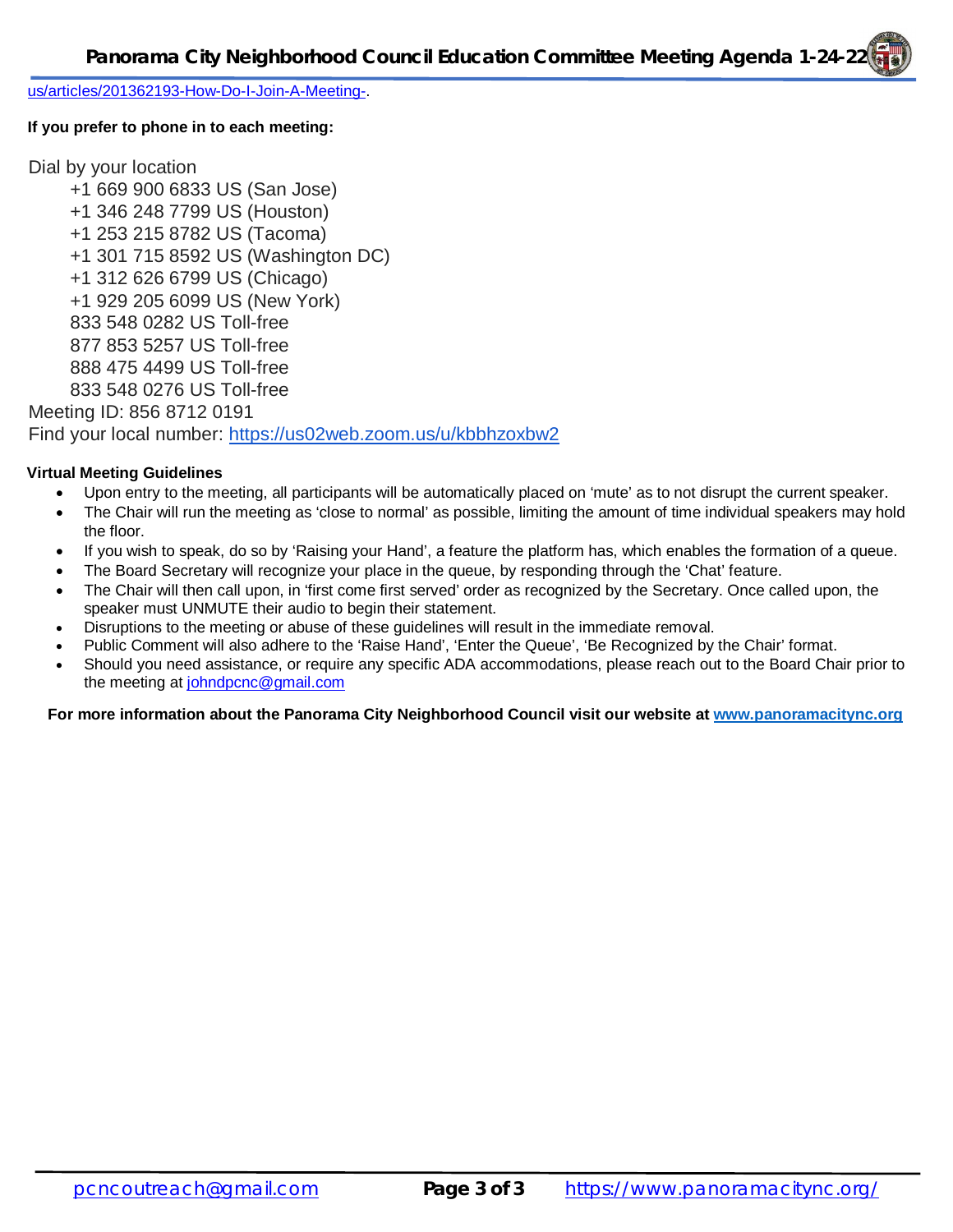us/articles/201362193-How-Do-I-Join-A-Meeting-.

**If you prefer to phone in to each meeting:**

Dial by your location
+1 669 900 6833 US (San Jose)
+1 346 248 7799 US (Houston)
+1 253 215 8782 US (Tacoma)
+1 301 715 8592 US (Washington DC)
+1 312 626 6799 US (Chicago)
+1 929 205 6099 US (New York)
833 548 0282 US Toll-free
877 853 5257 US Toll-free
888 475 4499 US Toll-free
833 548 0276 US Toll-free
Meeting ID: 856 8712 0191
Find your local number: https://us02web.zoom.us/u/kbbhzoxbw2

**Virtual Meeting Guidelines**

- Upon entry to the meeting, all participants will be automatically placed on 'mute' as to not disrupt the current speaker.
- The Chair will run the meeting as 'close to normal' as possible, limiting the amount of time individual speakers may hold the floor.
- If you wish to speak, do so by 'Raising your Hand', a feature the platform has, which enables the formation of a queue.
- The Board Secretary will recognize your place in the queue, by responding through the 'Chat' feature.
- The Chair will then call upon, in 'first come first served' order as recognized by the Secretary. Once called upon, the speaker must UNMUTE their audio to begin their statement.
- Disruptions to the meeting or abuse of these guidelines will result in the immediate removal.
- Public Comment will also adhere to the 'Raise Hand', 'Enter the Queue', 'Be Recognized by the Chair' format.
- Should you need assistance, or require any specific ADA accommodations, please reach out to the Board Chair prior to the meeting at johndpcnc@gmail.com

**For more information about the Panorama City Neighborhood Council visit our website at www.panoramacitync.org**